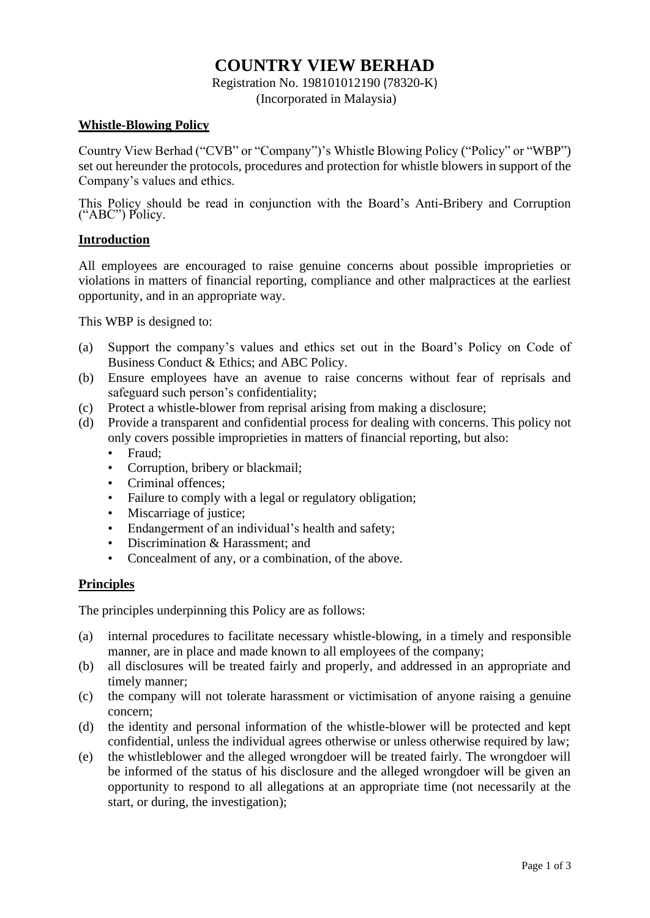# COUNTRY VIEW BERHAD

Registration No. 198101012190 (78320-K)
(Incorporated in Malaysia)

## Whistle-Blowing Policy

Country View Berhad ("CVB" or "Company")'s Whistle Blowing Policy ("Policy" or "WBP") set out hereunder the protocols, procedures and protection for whistle blowers in support of the Company's values and ethics.

This Policy should be read in conjunction with the Board's Anti-Bribery and Corruption ("ABC") Policy.

## Introduction

All employees are encouraged to raise genuine concerns about possible improprieties or violations in matters of financial reporting, compliance and other malpractices at the earliest opportunity, and in an appropriate way.

This WBP is designed to:

(a) Support the company's values and ethics set out in the Board's Policy on Code of Business Conduct & Ethics; and ABC Policy.
(b) Ensure employees have an avenue to raise concerns without fear of reprisals and safeguard such person's confidentiality;
(c) Protect a whistle-blower from reprisal arising from making a disclosure;
(d) Provide a transparent and confidential process for dealing with concerns. This policy not only covers possible improprieties in matters of financial reporting, but also:
    - Fraud;
    - Corruption, bribery or blackmail;
    - Criminal offences;
    - Failure to comply with a legal or regulatory obligation;
    - Miscarriage of justice;
    - Endangerment of an individual's health and safety;
    - Discrimination & Harassment; and
    - Concealment of any, or a combination, of the above.

## Principles

The principles underpinning this Policy are as follows:

(a) internal procedures to facilitate necessary whistle-blowing, in a timely and responsible manner, are in place and made known to all employees of the company;
(b) all disclosures will be treated fairly and properly, and addressed in an appropriate and timely manner;
(c) the company will not tolerate harassment or victimisation of anyone raising a genuine concern;
(d) the identity and personal information of the whistle-blower will be protected and kept confidential, unless the individual agrees otherwise or unless otherwise required by law;
(e) the whistleblower and the alleged wrongdoer will be treated fairly. The wrongdoer will be informed of the status of his disclosure and the alleged wrongdoer will be given an opportunity to respond to all allegations at an appropriate time (not necessarily at the start, or during, the investigation);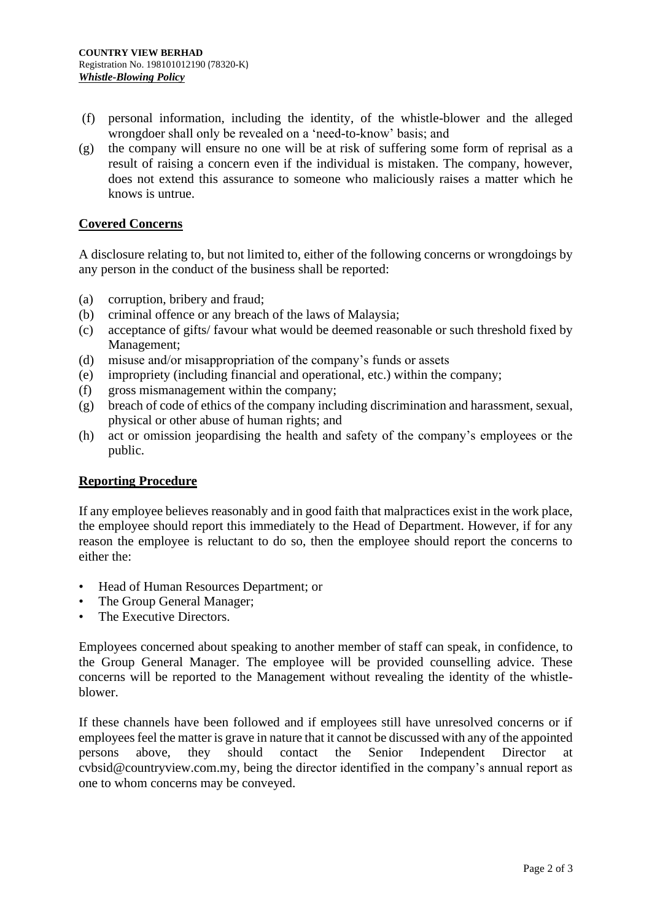(f) personal information, including the identity, of the whistle-blower and the alleged wrongdoer shall only be revealed on a 'need-to-know' basis; and

(g) the company will ensure no one will be at risk of suffering some form of reprisal as a result of raising a concern even if the individual is mistaken. The company, however, does not extend this assurance to someone who maliciously raises a matter which he knows is untrue.

## Covered Concerns

A disclosure relating to, but not limited to, either of the following concerns or wrongdoings by any person in the conduct of the business shall be reported:

(a) corruption, bribery and fraud;

(b) criminal offence or any breach of the laws of Malaysia;

(c) acceptance of gifts/ favour what would be deemed reasonable or such threshold fixed by Management;

(d) misuse and/or misappropriation of the company's funds or assets

(e) impropriety (including financial and operational, etc.) within the company;

(f) gross mismanagement within the company;

(g) breach of code of ethics of the company including discrimination and harassment, sexual, physical or other abuse of human rights; and

(h) act or omission jeopardising the health and safety of the company's employees or the public.

## Reporting Procedure

If any employee believes reasonably and in good faith that malpractices exist in the work place, the employee should report this immediately to the Head of Department. However, if for any reason the employee is reluctant to do so, then the employee should report the concerns to either the:

- Head of Human Resources Department; or
- The Group General Manager;
- The Executive Directors.

Employees concerned about speaking to another member of staff can speak, in confidence, to the Group General Manager. The employee will be provided counselling advice. These concerns will be reported to the Management without revealing the identity of the whistle-blower.

If these channels have been followed and if employees still have unresolved concerns or if employees feel the matter is grave in nature that it cannot be discussed with any of the appointed persons above, they should contact the Senior Independent Director at cvbsid@countryview.com.my, being the director identified in the company's annual report as one to whom concerns may be conveyed.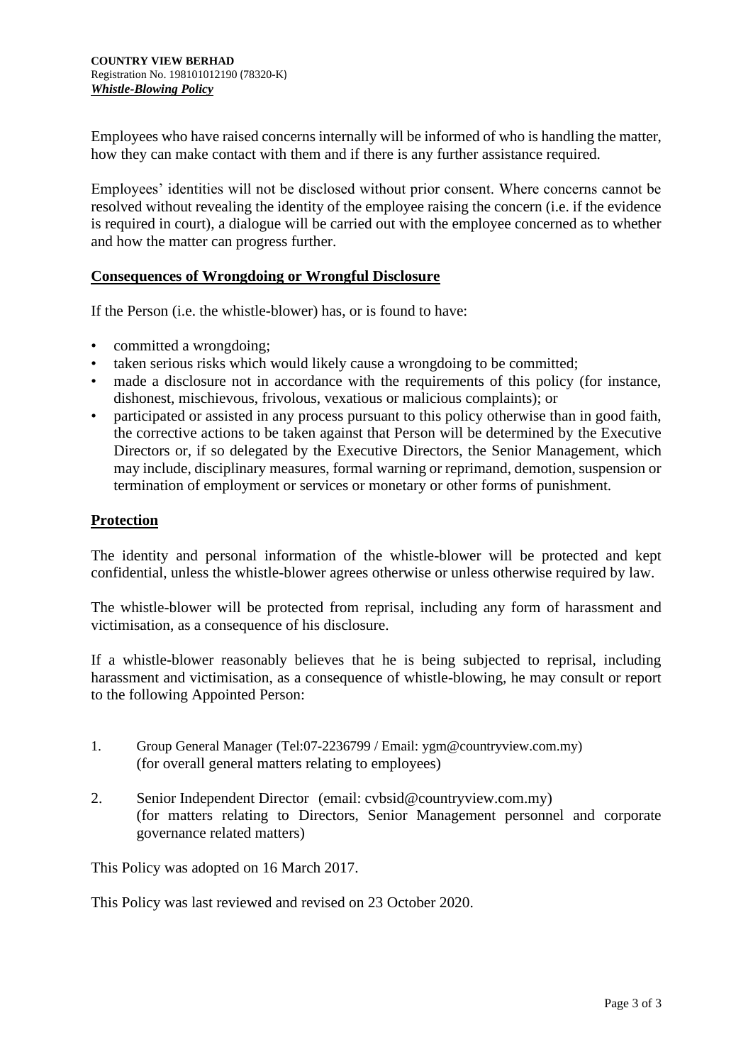Employees who have raised concerns internally will be informed of who is handling the matter, how they can make contact with them and if there is any further assistance required.

Employees' identities will not be disclosed without prior consent. Where concerns cannot be resolved without revealing the identity of the employee raising the concern (i.e. if the evidence is required in court), a dialogue will be carried out with the employee concerned as to whether and how the matter can progress further.

## Consequences of Wrongdoing or Wrongful Disclosure

If the Person (i.e. the whistle-blower) has, or is found to have:

- committed a wrongdoing;
- taken serious risks which would likely cause a wrongdoing to be committed;
- made a disclosure not in accordance with the requirements of this policy (for instance, dishonest, mischievous, frivolous, vexatious or malicious complaints); or
- participated or assisted in any process pursuant to this policy otherwise than in good faith, the corrective actions to be taken against that Person will be determined by the Executive Directors or, if so delegated by the Executive Directors, the Senior Management, which may include, disciplinary measures, formal warning or reprimand, demotion, suspension or termination of employment or services or monetary or other forms of punishment.

## Protection

The identity and personal information of the whistle-blower will be protected and kept confidential, unless the whistle-blower agrees otherwise or unless otherwise required by law.

The whistle-blower will be protected from reprisal, including any form of harassment and victimisation, as a consequence of his disclosure.

If a whistle-blower reasonably believes that he is being subjected to reprisal, including harassment and victimisation, as a consequence of whistle-blowing, he may consult or report to the following Appointed Person:

1. Group General Manager (Tel:07-2236799 / Email: ygm@countryview.com.my)
   (for overall general matters relating to employees)

2. Senior Independent Director (email: cvbsid@countryview.com.my)
   (for matters relating to Directors, Senior Management personnel and corporate governance related matters)

This Policy was adopted on 16 March 2017.

This Policy was last reviewed and revised on 23 October 2020.